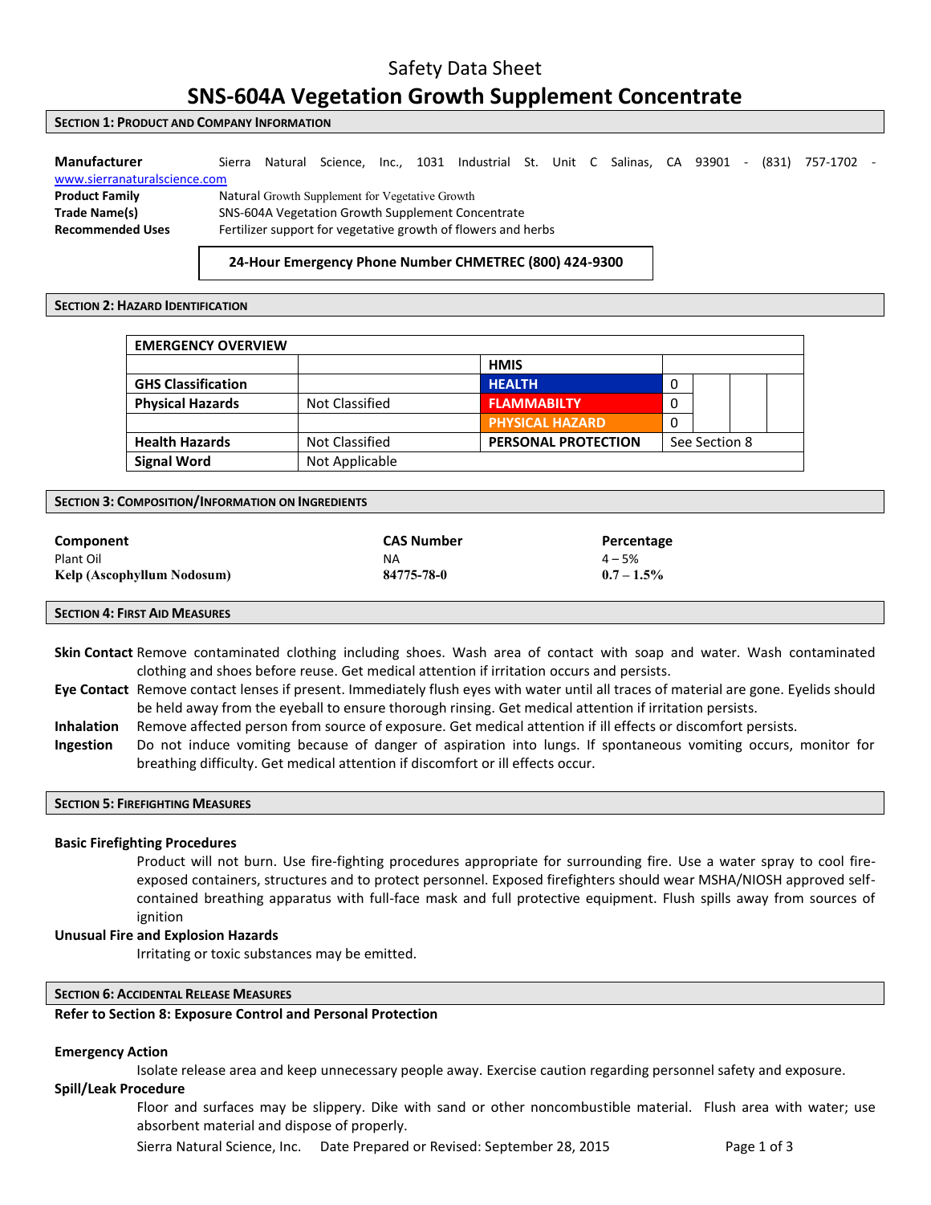# Safety Data Sheet

# SNS-604A Vegetation Growth Supplement Concentrate

## SECTION 1: PRODUCT AND COMPANY INFORMATION

**Manufacturer** Sierra Natural Science, Inc., 1031 Industrial St. Unit C Salinas, CA 93901 - (831) 757-1702 - www.sierranaturalscience.com

**Product Family** Natural Growth Supplement for Vegetative Growth

**Trade Name(s)** SNS-604A Vegetation Growth Supplement Concentrate

**Recommended Uses** Fertilizer support for vegetative growth of flowers and herbs

**24-Hour Emergency Phone Number CHMETREC (800) 424-9300**

## SECTION 2: HAZARD IDENTIFICATION

| EMERGENCY OVERVIEW | | | |
|---|---|---|---|
| | | **HMIS** | |
| **GHS Classification** | | **HEALTH** | 0 |
| **Physical Hazards** | Not Classified | **FLAMMABILTY** | 0 |
| | | **PHYSICAL HAZARD** | 0 |
| **Health Hazards** | Not Classified | **PERSONAL PROTECTION** | See Section 8 |
| **Signal Word** | Not Applicable | | |

## SECTION 3: COMPOSITION/INFORMATION ON INGREDIENTS

| Component | CAS Number | Percentage |
|---|---|---|
| Plant Oil | NA | 4 – 5% |
| **Kelp (Ascophyllum Nodosum)** | **84775-78-0** | **0.7 – 1.5%** |

## SECTION 4: FIRST AID MEASURES

**Skin Contact** Remove contaminated clothing including shoes. Wash area of contact with soap and water. Wash contaminated clothing and shoes before reuse. Get medical attention if irritation occurs and persists.

**Eye Contact** Remove contact lenses if present. Immediately flush eyes with water until all traces of material are gone. Eyelids should be held away from the eyeball to ensure thorough rinsing. Get medical attention if irritation persists.

**Inhalation** Remove affected person from source of exposure. Get medical attention if ill effects or discomfort persists.

**Ingestion** Do not induce vomiting because of danger of aspiration into lungs. If spontaneous vomiting occurs, monitor for breathing difficulty. Get medical attention if discomfort or ill effects occur.

## SECTION 5: FIREFIGHTING MEASURES

**Basic Firefighting Procedures**

Product will not burn. Use fire-fighting procedures appropriate for surrounding fire. Use a water spray to cool fire-exposed containers, structures and to protect personnel. Exposed firefighters should wear MSHA/NIOSH approved self-contained breathing apparatus with full-face mask and full protective equipment. Flush spills away from sources of ignition

**Unusual Fire and Explosion Hazards**

Irritating or toxic substances may be emitted.

## SECTION 6: ACCIDENTAL RELEASE MEASURES

**Refer to Section 8: Exposure Control and Personal Protection**

**Emergency Action**

Isolate release area and keep unnecessary people away. Exercise caution regarding personnel safety and exposure.

**Spill/Leak Procedure**

Floor and surfaces may be slippery. Dike with sand or other noncombustible material. Flush area with water; use absorbent material and dispose of properly.

Sierra Natural Science, Inc. Date Prepared or Revised: September 28, 2015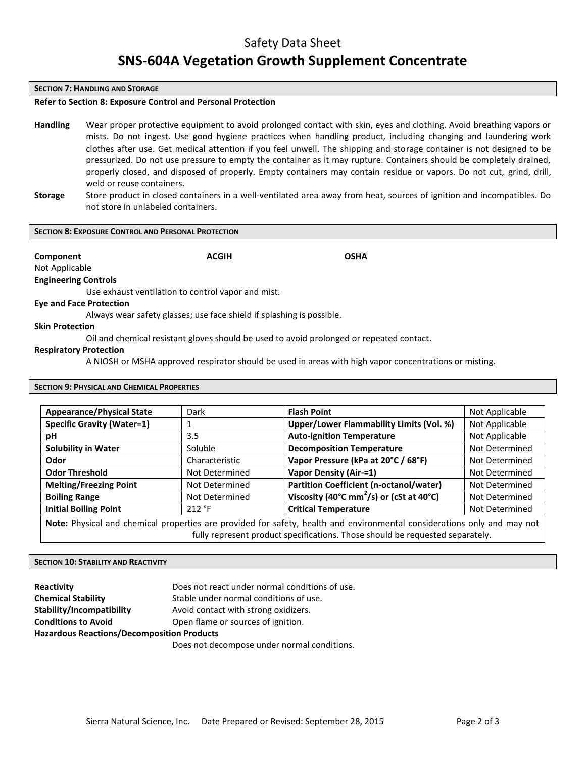# Safety Data Sheet

# SNS-604A Vegetation Growth Supplement Concentrate

## SECTION 7: HANDLING AND STORAGE

**Refer to Section 8: Exposure Control and Personal Protection**

**Handling** Wear proper protective equipment to avoid prolonged contact with skin, eyes and clothing. Avoid breathing vapors or mists. Do not ingest. Use good hygiene practices when handling product, including changing and laundering work clothes after use. Get medical attention if you feel unwell. The shipping and storage container is not designed to be pressurized. Do not use pressure to empty the container as it may rupture. Containers should be completely drained, properly closed, and disposed of properly. Empty containers may contain residue or vapors. Do not cut, grind, drill, weld or reuse containers.

**Storage** Store product in closed containers in a well-ventilated area away from heat, sources of ignition and incompatibles. Do not store in unlabeled containers.

## SECTION 8: EXPOSURE CONTROL AND PERSONAL PROTECTION

| Component | ACGIH | OSHA |
|---|---|---|
| Not Applicable | | |

**Engineering Controls**

Use exhaust ventilation to control vapor and mist.

**Eye and Face Protection**

Always wear safety glasses; use face shield if splashing is possible.

**Skin Protection**

Oil and chemical resistant gloves should be used to avoid prolonged or repeated contact.

**Respiratory Protection**

A NIOSH or MSHA approved respirator should be used in areas with high vapor concentrations or misting.

## SECTION 9: PHYSICAL AND CHEMICAL PROPERTIES

| | | | |
|---|---|---|---|
| **Appearance/Physical State** | Dark | **Flash Point** | Not Applicable |
| **Specific Gravity (Water=1)** | 1 | **Upper/Lower Flammability Limits (Vol. %)** | Not Applicable |
| **pH** | 3.5 | **Auto-ignition Temperature** | Not Applicable |
| **Solubility in Water** | Soluble | **Decomposition Temperature** | Not Determined |
| **Odor** | Characteristic | **Vapor Pressure (kPa at 20°C / 68°F)** | Not Determined |
| **Odor Threshold** | Not Determined | **Vapor Density (Air-=1)** | Not Determined |
| **Melting/Freezing Point** | Not Determined | **Partition Coefficient (n-octanol/water)** | Not Determined |
| **Boiling Range** | Not Determined | **Viscosity (40°C $mm^2/s$) or (cSt at 40°C)** | Not Determined |
| **Initial Boiling Point** | 212 °F | **Critical Temperature** | Not Determined |

**Note:** Physical and chemical properties are provided for safety, health and environmental considerations only and may not fully represent product specifications. Those should be requested separately.

## SECTION 10: STABILITY AND REACTIVITY

**Reactivity** Does not react under normal conditions of use.

**Chemical Stability** Stable under normal conditions of use.

**Stability/Incompatibility** Avoid contact with strong oxidizers.

**Conditions to Avoid** Open flame or sources of ignition.

**Hazardous Reactions/Decomposition Products**

Does not decompose under normal conditions.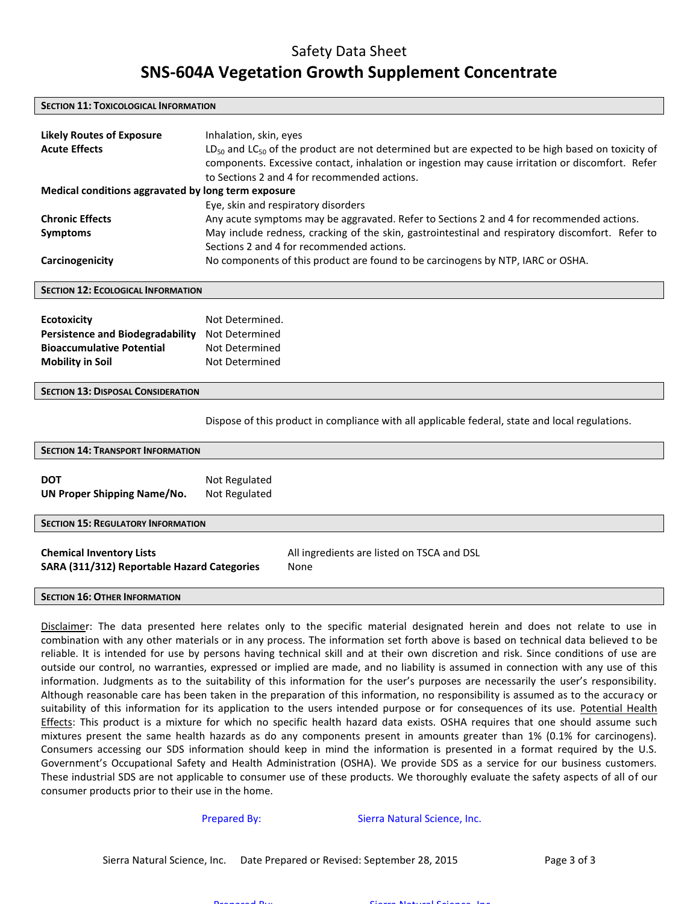# Safety Data Sheet

## SNS-604A Vegetation Growth Supplement Concentrate

### SECTION 11: TOXICOLOGICAL INFORMATION

**Likely Routes of Exposure** Inhalation, skin, eyes

**Acute Effects** $LD_{50}$ and $LC_{50}$ of the product are not determined but are expected to be high based on toxicity of components. Excessive contact, inhalation or ingestion may cause irritation or discomfort. Refer to Sections 2 and 4 for recommended actions.

**Medical conditions aggravated by long term exposure**
Eye, skin and respiratory disorders

**Chronic Effects** Any acute symptoms may be aggravated. Refer to Sections 2 and 4 for recommended actions.

**Symptoms** May include redness, cracking of the skin, gastrointestinal and respiratory discomfort. Refer to Sections 2 and 4 for recommended actions.

**Carcinogenicity** No components of this product are found to be carcinogens by NTP, IARC or OSHA.

### SECTION 12: ECOLOGICAL INFORMATION

**Ecotoxicity** Not Determined.
**Persistence and Biodegradability** Not Determined
**Bioaccumulative Potential** Not Determined
**Mobility in Soil** Not Determined

### SECTION 13: DISPOSAL CONSIDERATION

Dispose of this product in compliance with all applicable federal, state and local regulations.

### SECTION 14: TRANSPORT INFORMATION

**DOT** Not Regulated
**UN Proper Shipping Name/No.** Not Regulated

### SECTION 15: REGULATORY INFORMATION

**Chemical Inventory Lists** All ingredients are listed on TSCA and DSL
**SARA (311/312) Reportable Hazard Categories** None

### SECTION 16: OTHER INFORMATION

Disclaimer: The data presented here relates only to the specific material designated herein and does not relate to use in combination with any other materials or in any process. The information set forth above is based on technical data believed to be reliable. It is intended for use by persons having technical skill and at their own discretion and risk. Since conditions of use are outside our control, no warranties, expressed or implied are made, and no liability is assumed in connection with any use of this information. Judgments as to the suitability of this information for the user's purposes are necessarily the user's responsibility. Although reasonable care has been taken in the preparation of this information, no responsibility is assumed as to the accuracy or suitability of this information for its application to the users intended purpose or for consequences of its use. Potential Health Effects: This product is a mixture for which no specific health hazard data exists. OSHA requires that one should assume such mixtures present the same health hazards as do any components present in amounts greater than 1% (0.1% for carcinogens). Consumers accessing our SDS information should keep in mind the information is presented in a format required by the U.S. Government's Occupational Safety and Health Administration (OSHA). We provide SDS as a service for our business customers. These industrial SDS are not applicable to consumer use of these products. We thoroughly evaluate the safety aspects of all of our consumer products prior to their use in the home.

Prepared By: Sierra Natural Science, Inc.

Sierra Natural Science, Inc. Date Prepared or Revised: September 28, 2015